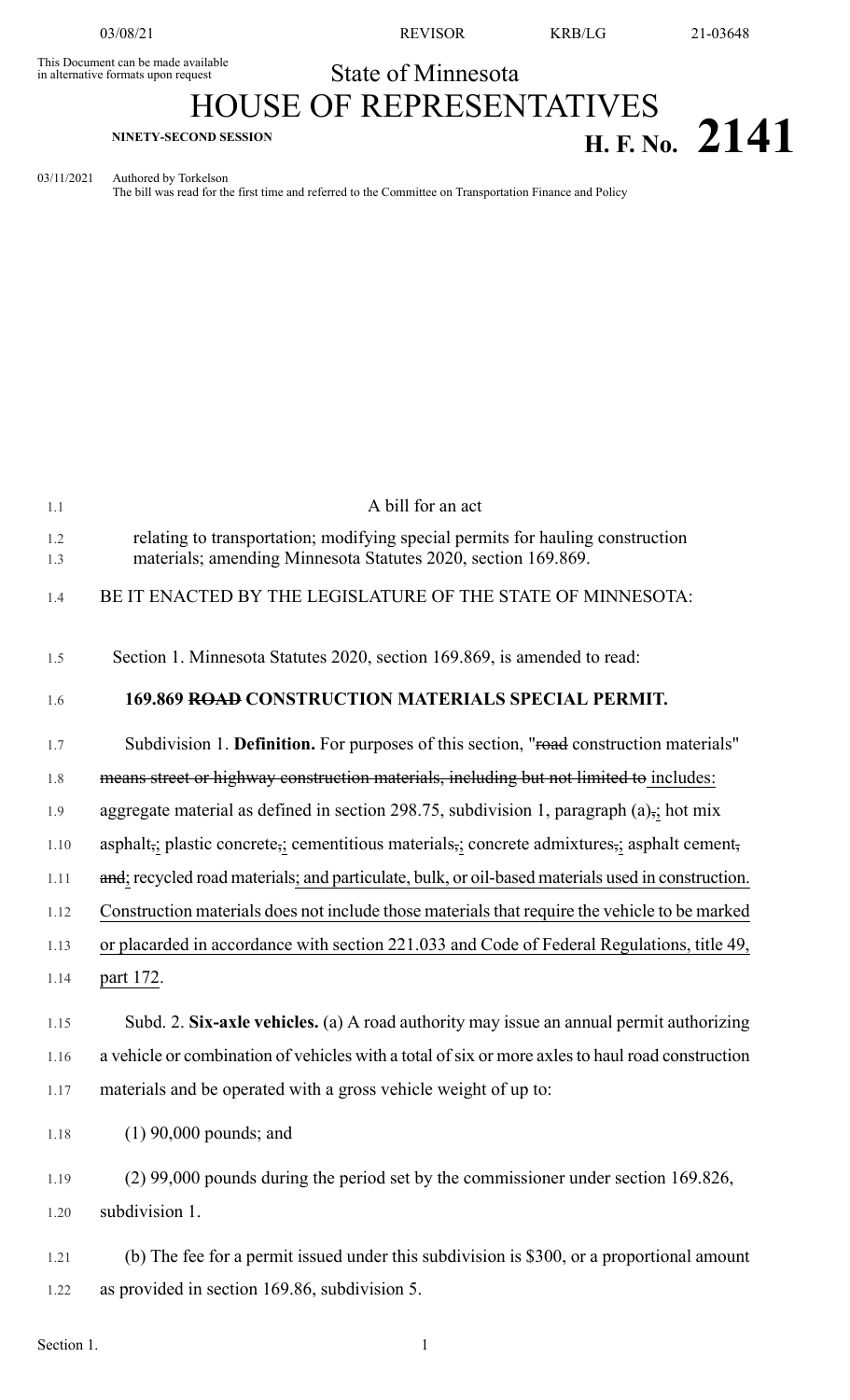This Document can be made available in alternative formats upon request

State of Minnesota

# HOUSE OF REPRESENTATIVES

**NINETY-SECOND SESSION** **H. F. No. 2141**

03/11/2021 Authored by Torkelson

The bill was read for the first time and referred to the Committee on Transportation Finance and Policy

A bill for an act

relating to transportation; modifying special permits for hauling construction materials; amending Minnesota Statutes 2020, section 169.869.

BE IT ENACTED BY THE LEGISLATURE OF THE STATE OF MINNESOTA:

Section 1. Minnesota Statutes 2020, section 169.869, is amended to read:

**169.869 ~~ROAD~~ CONSTRUCTION MATERIALS SPECIAL PERMIT.**

Subdivision 1. **Definition.** For purposes of this section, "~~road~~ construction materials" ~~means street or highway construction materials, including but not limited to~~ includes: aggregate material as defined in section 298.75, subdivision 1, paragraph (a)~~,~~; hot mix asphalt~~,~~; plastic concrete~~,~~; cementitious materials~~,~~; concrete admixtures~~,~~; asphalt cement~~, and~~; recycled road materials; and particulate, bulk, or oil-based materials used in construction. Construction materials does not include those materials that require the vehicle to be marked or placarded in accordance with section 221.033 and Code of Federal Regulations, title 49, part 172.

Subd. 2. **Six-axle vehicles.** (a) A road authority may issue an annual permit authorizing a vehicle or combination of vehicles with a total of six or more axles to haul road construction materials and be operated with a gross vehicle weight of up to:

(1) 90,000 pounds; and

(2) 99,000 pounds during the period set by the commissioner under section 169.826, subdivision 1.

(b) The fee for a permit issued under this subdivision is $300, or a proportional amount as provided in section 169.86, subdivision 5.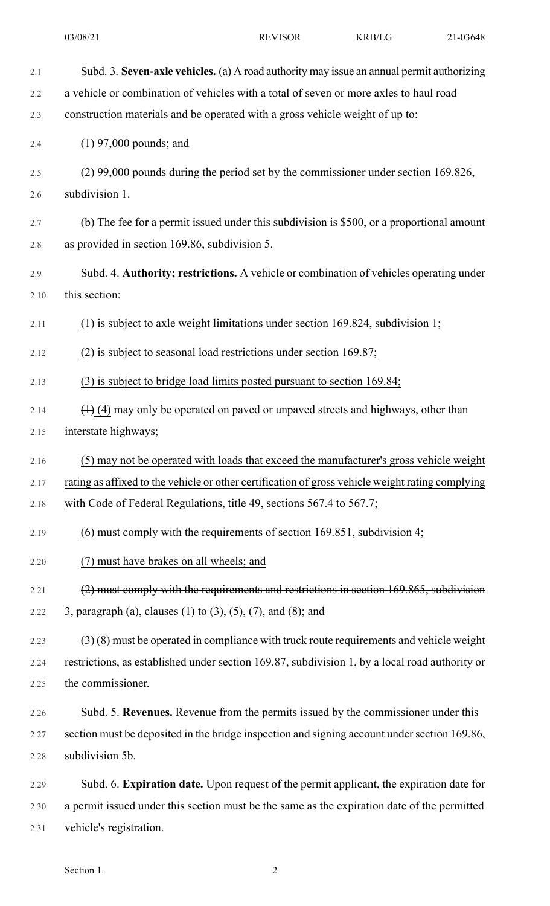Subd. 3. **Seven-axle vehicles.** (a) A road authority may issue an annual permit authorizing a vehicle or combination of vehicles with a total of seven or more axles to haul road construction materials and be operated with a gross vehicle weight of up to:

(1) 97,000 pounds; and

(2) 99,000 pounds during the period set by the commissioner under section 169.826, subdivision 1.

(b) The fee for a permit issued under this subdivision is $500, or a proportional amount as provided in section 169.86, subdivision 5.

Subd. 4. **Authority; restrictions.** A vehicle or combination of vehicles operating under this section:

<u>(1) is subject to axle weight limitations under section 169.824, subdivision 1;</u>

<u>(2) is subject to seasonal load restrictions under section 169.87;</u>

<u>(3) is subject to bridge load limits posted pursuant to section 169.84;</u>

~~(1)~~ <u>(4)</u> may only be operated on paved or unpaved streets and highways, other than interstate highways;

<u>(5) may not be operated with loads that exceed the manufacturer's gross vehicle weight rating as affixed to the vehicle or other certification of gross vehicle weight rating complying with Code of Federal Regulations, title 49, sections 567.4 to 567.7;</u>

<u>(6) must comply with the requirements of section 169.851, subdivision 4;</u>

<u>(7) must have brakes on all wheels; and</u>

~~(2) must comply with the requirements and restrictions in section 169.865, subdivision 3, paragraph (a), clauses (1) to (3), (5), (7), and (8); and~~

~~(3)~~ <u>(8)</u> must be operated in compliance with truck route requirements and vehicle weight restrictions, as established under section 169.87, subdivision 1, by a local road authority or the commissioner.

Subd. 5. **Revenues.** Revenue from the permits issued by the commissioner under this section must be deposited in the bridge inspection and signing account under section 169.86, subdivision 5b.

Subd. 6. **Expiration date.** Upon request of the permit applicant, the expiration date for a permit issued under this section must be the same as the expiration date of the permitted vehicle's registration.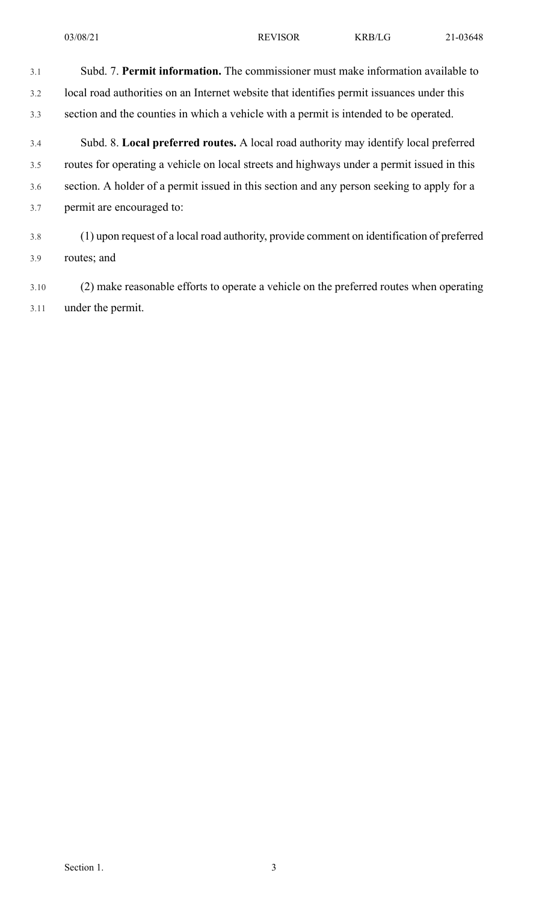Subd. 7. **Permit information.** The commissioner must make information available to local road authorities on an Internet website that identifies permit issuances under this section and the counties in which a vehicle with a permit is intended to be operated.

Subd. 8. **Local preferred routes.** A local road authority may identify local preferred routes for operating a vehicle on local streets and highways under a permit issued in this section. A holder of a permit issued in this section and any person seeking to apply for a permit are encouraged to:

(1) upon request of a local road authority, provide comment on identification of preferred routes; and

(2) make reasonable efforts to operate a vehicle on the preferred routes when operating under the permit.